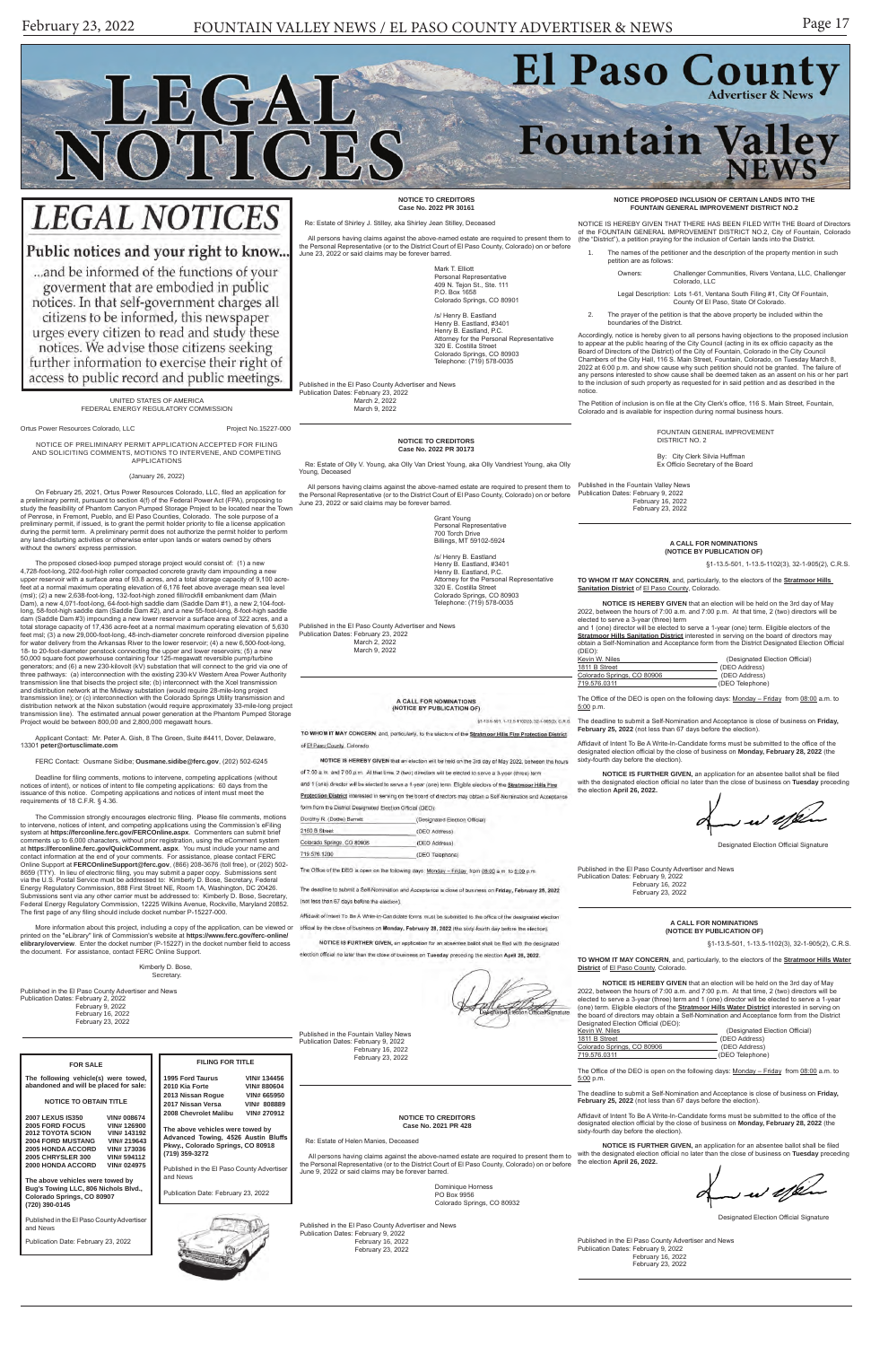# LEGAL NOTICES

## Public notices and your right to know...

...and be informed of the functions of your government that are embodied in public notices. In that self-government charges all citizens to be informed, this newspaper urges every citizen to read and study these notices. We advise those citizens seeking further information to exercise their right of access to public record and public meetings.

---

UNITED STATES OF AMERICA
FEDERAL ENERGY REGULATORY COMMISSION

Ortus Power Resources Colorado, LLC — Project No.15227-000

NOTICE OF PRELIMINARY PERMIT APPLICATION ACCEPTED FOR FILING AND SOLICITING COMMENTS, MOTIONS TO INTERVENE, AND COMPETING APPLICATIONS

(January 26, 2022)

On February 25, 2021, Ortus Power Resources Colorado, LLC, filed an application for a preliminary permit, pursuant to section 4(f) of the Federal Power Act (FPA), proposing to study the feasibility of Phantom Canyon Pumped Storage Project to be located near the Town of Penrose, in Fremont, Pueblo, and El Paso Counties, Colorado. The sole purpose of a preliminary permit, if issued, is to grant the permit holder priority to file a license application during the permit term. A preliminary permit does not authorize the permit holder to perform any land-disturbing activities or otherwise enter upon lands or waters owned by others without the owners' express permission.

The proposed closed-loop pumped storage project would consist of: (1) a new 4,728-foot-long, 202-foot-high roller compacted concrete gravity dam impounding a new upper reservoir with a surface area of 93.8 acres, and a total storage capacity of 9,100 acre-feet at a normal maximum operating elevation of 6,176 feet above average mean sea level (msl); (2) a new 2,638-foot-long, 132-foot-high zoned fill/rockfill embankment dam (Main Dam), a new 4,071-foot-long, 64-foot-high saddle dam (Saddle Dam #1), a new 2,104-foot-long, 58-foot-high saddle dam (Saddle Dam #2), and a new 55-foot-long, 8-foot-high saddle dam (Saddle Dam #3) impounding a new lower reservoir a surface area of 322 acres, and a total storage capacity of 17,436 acre-feet at a normal maximum operating elevation of 5,630 feet msl; (3) a new 29,000-foot-long, 48-inch-diameter concrete reinforced diversion pipeline for water delivery from the Arkansas River to the lower reservoir; (4) a new 6,500-foot-long, 18- to 20-foot-diameter penstock connecting the upper and lower reservoirs; (5) a new 50,000 square foot powerhouse containing four 125-megawatt reversible pump/turbine generators; and (6) a new 230-kilovolt (kV) substation that will connect to the grid via one of three pathways: (a) interconnection with the existing 230-kV Western Area Power Authority transmission line that bisects the project site; (b) interconnect with the Xcel transmission and distribution network at the Midway substation (would require 28-mile-long project transmission line); or (c) interconnection with the Colorado Springs Utility transmission and distribution network at the Nixon substation (would require approximately 33-mile-long project transmission line). The estimated annual power generation at the Phantom Pumped Storage Project would be between 800,000 and 2,800,000 megawatt hours.

Applicant Contact: Mr. Peter A. Gish, 8 The Green, Suite #4411, Dover, Delaware, 13301 **peter@ortusclimate.com**

FERC Contact: Ousmane Sidibe; **Ousmane.sidibe@ferc.gov**, (202) 502-6245

Deadline for filing comments, motions to intervene, competing applications (without notices of intent), or notices of intent to file competing applications: 60 days from the issuance of this notice. Competing applications and notices of intent must meet the requirements of 18 C.F.R. § 4.36.

The Commission strongly encourages electronic filing. Please file comments, motions to intervene, notices of intent, and competing applications using the Commission's eFiling system at **https://ferconline.ferc.gov/FERCOnline.aspx**. Commenters can submit brief comments up to 6,000 characters, without prior registration, using the eComment system at **https://ferconline.ferc.gov/QuickComment. aspx**. You must include your name and contact information at the end of your comments. For assistance, please contact FERC Online Support at **FERCOnlineSupport@ferc.gov**, (866) 208-3676 (toll free), or (202) 502-8659 (TTY). In lieu of electronic filing, you may submit a paper copy. Submissions sent via the U.S. Postal Service must be addressed to: Kimberly D. Bose, Secretary, Federal Energy Regulatory Commission, 888 First Street NE, Room 1A, Washington, DC 20426. Submissions sent via any other carrier must be addressed to: Kimberly D. Bose, Secretary, Federal Energy Regulatory Commission, 12225 Wilkins Avenue, Rockville, Maryland 20852. The first page of any filing should include docket number P-15227-000.

More information about this project, including a copy of the application, can be viewed or printed on the "eLibrary" link of Commission's website at **https://www.ferc.gov/ferc-online/elibrary/overview**. Enter the docket number (P-15227) in the docket number field to access the document. For assistance, contact FERC Online Support.

Kimberly D. Bose,
Secretary.

Published in the El Paso County Advertiser and News
Publication Dates: February 2, 2022
February 9, 2022
February 16, 2022
February 23, 2022

---

### FOR SALE

**The following vehicle(s) were towed, abandoned and will be placed for sale:**

**NOTICE TO OBTAIN TITLE**

| Vehicle | VIN |
|---|---|
| 2007 LEXUS IS350 | VIN# 008674 |
| 2005 FORD FOCUS | VIN# 126900 |
| 2012 TOYOTA SCION | VIN# 143192 |
| 2004 FORD MUSTANG | VIN# 219643 |
| 2005 HONDA ACCORD | VIN# 173036 |
| 2005 CHRYSLER 300 | VIN# 594112 |
| 2000 HONDA ACCORD | VIN# 024975 |

**The above vehicles were towed by Bug's Towing LLC, 806 Nichols Blvd., Colorado Springs, CO 80907 (720) 390-0145**

Published in the El Paso County Advertiser and News

Publication Date: February 23, 2022

---

### FILING FOR TITLE

| Vehicle | VIN |
|---|---|
| 1995 Ford Taurus | VIN# 134456 |
| 2010 Kia Forte | VIN# 880604 |
| 2013 Nissan Rogue | VIN# 665950 |
| 2017 Nissan Versa | VIN# 808889 |
| 2008 Chevrolet Malibu | VIN# 270912 |

**The above vehicles were towed by Advanced Towing, 4526 Austin Bluffs Pkwy., Colorado Springs, CO 80918 (719) 359-3272**

Published in the El Paso County Advertiser and News

Publication Date: February 23, 2022

---

### NOTICE TO CREDITORS
**Case No. 2022 PR 30161**

Re: Estate of Shirley J. Stilley, aka Shirley Jean Stilley, Deceased

All persons having claims against the above-named estate are required to present them to the Personal Representative (or to the District Court of El Paso County, Colorado) on or before June 23, 2022 or said claims may be forever barred.

Mark T. Elliott
Personal Representative
409 N. Tejon St., Ste. 111
P.O. Box 1658
Colorado Springs, CO 80901

/s/ Henry B. Eastland
Henry B. Eastland, #3401
Henry B. Eastland, P.C.
Attorney for the Personal Representative
320 E. Costilla Street
Colorado Springs, CO 80903
Telephone: (719) 578-0035

Published in the El Paso County Advertiser and News
Publication Dates: February 23, 2022
March 2, 2022
March 9, 2022

---

### NOTICE TO CREDITORS
**Case No. 2022 PR 30173**

Re: Estate of Olly V. Young, aka Olly Van Driest Young, aka Olly Vandriest Young, aka Olly Young, Deceased

All persons having claims against the above-named estate are required to present them to the Personal Representative (or to the District Court of El Paso County, Colorado) on or before June 23, 2022 or said claims may be forever barred.

Grant Young
Personal Representative
700 Torch Drive
Billings, MT 59102-5924

/s/ Henry B. Eastland
Henry B. Eastland, #3401
Henry B. Eastland, P.C.
Attorney for the Personal Representative
320 E. Costilla Street
Colorado Springs, CO 80903
Telephone: (719) 578-0035

Published in the El Paso County Advertiser and News
Publication Dates: February 23, 2022
March 2, 2022
March 9, 2022

---

### A CALL FOR NOMINATIONS
**(NOTICE BY PUBLICATION OF)**

§1-13.5-501, 1-13.5-1102(3), 32-1-905(2), C.R.S.

**TO WHOM IT MAY CONCERN**, and, particularly, to the electors of the **Stratmoor Hills Fire Protection District** of El Paso County, Colorado.

**NOTICE IS HEREBY GIVEN** that an election will be held on the 3rd day of May 2022, between the hours of 7:00 a.m. and 7:00 p.m. At that time, 2 (two) directors will be elected to serve a 3-year (three) term and 1 (one) director will be elected to serve a 1-year (one) term. Eligible electors of the **Stratmoor Hills Fire Protection District** interested in serving on the board of directors may obtain a Self-Nomination and Acceptance form from the District Designated Election Official (DEO):

| | |
|---|---|
| Dorothy R. (Dottie) Barnett | (Designated Election Official) |
| 2160 B Street | (DEO Address) |
| Colorado Springs, CO 80906 | (DEO Address) |
| 719.576.1200 | (DEO Telephone) |

The Office of the DEO is open on the following days: Monday – Friday from 08:00 a.m. to 5:00 p.m.

The deadline to submit a Self-Nomination and Acceptance is close of business on **Friday, February 25, 2022** (not less than 67 days before the election).

Affidavit of Intent To Be A Write-In-Candidate forms must be submitted to the office of the designated election official by the close of business on **Monday, February 28, 2022** (the sixty-fourth day before the election).

**NOTICE IS FURTHER GIVEN,** an application for an absentee ballot shall be filed with the designated election official no later than the close of business on **Tuesday** preceding the election **April 26, 2022.**

Designated Election Official Signature

Published in the Fountain Valley News
Publication Dates: February 9, 2022
February 16, 2022
February 23, 2022

---

### NOTICE TO CREDITORS
**Case No. 2021 PR 428**

Re: Estate of Helen Manies, Deceased

All persons having claims against the above-named estate are required to present them to the Personal Representative (or to the District Court of El Paso County, Colorado) on or before June 9, 2022 or said claims may be forever barred.

Dominique Horness
PO Box 9956
Colorado Springs, CO 80932

Published in the El Paso County Advertiser and News
Publication Dates: February 9, 2022
February 16, 2022
February 23, 2022

---

### NOTICE PROPOSED INCLUSION OF CERTAIN LANDS INTO THE FOUNTAIN GENERAL IMPROVEMENT DISTRICT NO.2

NOTICE IS HEREBY GIVEN THAT THERE HAS BEEN FILED WITH THE Board of Directors of the FOUNTAIN GENERAL IMPROVEMENT DISTRICT NO.2, City of Fountain, Colorado (the "District"), a petition praying for the inclusion of Certain lands into the District.

1. The names of the petitioner and the description of the property mention in such petition are as follows:

   Owners: Challenger Communities, Rivers Ventana, LLC, Challenger Colorado, LLC

   Legal Description: Lots 1-61, Ventana South Filing #1, City Of Fountain, County Of El Paso, State Of Colorado.

2. The prayer of the petition is that the above property be included within the boundaries of the District.

Accordingly, notice is hereby given to all persons having objections to the proposed inclusion to appear at the public hearing of the City Council (acting in its ex officio capacity as the Board of Directors of the District) of the City of Fountain, Colorado in the City Council Chambers of the City Hall, 116 S. Main Street, Fountain, Colorado, on Tuesday March 8, 2022 at 6:00 p.m. and show cause why such petition should not be granted. The failure of any persons interested to show cause shall be deemed taken as an assent on his or her part to the inclusion of such property as requested for in said petition and as described in the notice.

The Petition of inclusion is on file at the City Clerk's office, 116 S. Main Street, Fountain, Colorado and is available for inspection during normal business hours.

FOUNTAIN GENERAL IMPROVEMENT DISTRICT NO. 2

By: City Clerk Silvia Huffman
Ex Officio Secretary of the Board

Published in the Fountain Valley News
Publication Dates: February 9, 2022
February 16, 2022
February 23, 2022

---

### A CALL FOR NOMINATIONS
**(NOTICE BY PUBLICATION OF)**

§1-13.5-501, 1-13.5-1102(3), 32-1-905(2), C.R.S.

**TO WHOM IT MAY CONCERN**, and, particularly, to the electors of the **Stratmoor Hills Sanitation District** of El Paso County, Colorado.

**NOTICE IS HEREBY GIVEN** that an election will be held on the 3rd day of May 2022, between the hours of 7:00 a.m. and 7:00 p.m. At that time, 2 (two) directors will be elected to serve a 3-year (three) term and 1 (one) director will be elected to serve a 1-year (one) term. Eligible electors of the **Stratmoor Hills Sanitation District** interested in serving on the board of directors may obtain a Self-Nomination and Acceptance form from the District Designated Election Official (DEO):

| | |
|---|---|
| Kevin W. Niles | (Designated Election Official) |
| 1811 B Street | (DEO Address) |
| Colorado Springs, CO 80906 | (DEO Address) |
| 719.576.0311 | (DEO Telephone) |

The Office of the DEO is open on the following days: Monday – Friday from 08:00 a.m. to 5:00 p.m.

The deadline to submit a Self-Nomination and Acceptance is close of business on **Friday, February 25, 2022** (not less than 67 days before the election).

Affidavit of Intent To Be A Write-In-Candidate forms must be submitted to the office of the designated election official by the close of business on **Monday, February 28, 2022** (the sixty-fourth day before the election).

**NOTICE IS FURTHER GIVEN,** an application for an absentee ballot shall be filed with the designated election official no later than the close of business on **Tuesday** preceding the election **April 26, 2022.**

Designated Election Official Signature

Published in the El Paso County Advertiser and News
Publication Dates: February 9, 2022
February 16, 2022
February 23, 2022

---

### A CALL FOR NOMINATIONS
**(NOTICE BY PUBLICATION OF)**

§1-13.5-501, 1-13.5-1102(3), 32-1-905(2), C.R.S.

**TO WHOM IT MAY CONCERN**, and, particularly, to the electors of the **Stratmoor Hills Water District** of El Paso County, Colorado.

**NOTICE IS HEREBY GIVEN** that an election will be held on the 3rd day of May 2022, between the hours of 7:00 a.m. and 7:00 p.m. At that time, 2 (two) directors will be elected to serve a 3-year (three) term and 1 (one) director will be elected to serve a 1-year (one) term. Eligible electors of the **Stratmoor Hills Water District** interested in serving on the board of directors may obtain a Self-Nomination and Acceptance form from the District Designated Election Official (DEO):

| | |
|---|---|
| Kevin W. Niles | (Designated Election Official) |
| 1811 B Street | (DEO Address) |
| Colorado Springs, CO 80906 | (DEO Address) |
| 719.576.0311 | (DEO Telephone) |

The Office of the DEO is open on the following days: Monday – Friday from 08:00 a.m. to 5:00 p.m.

The deadline to submit a Self-Nomination and Acceptance is close of business on **Friday, February 25, 2022** (not less than 67 days before the election).

Affidavit of Intent To Be A Write-In-Candidate forms must be submitted to the office of the designated election official by the close of business on **Monday, February 28, 2022** (the sixty-fourth day before the election).

**NOTICE IS FURTHER GIVEN,** an application for an absentee ballot shall be filed with the designated election official no later than the close of business on **Tuesday** preceding the election **April 26, 2022.**

Designated Election Official Signature

Published in the El Paso County Advertiser and News
Publication Dates: February 9, 2022
February 16, 2022
February 23, 2022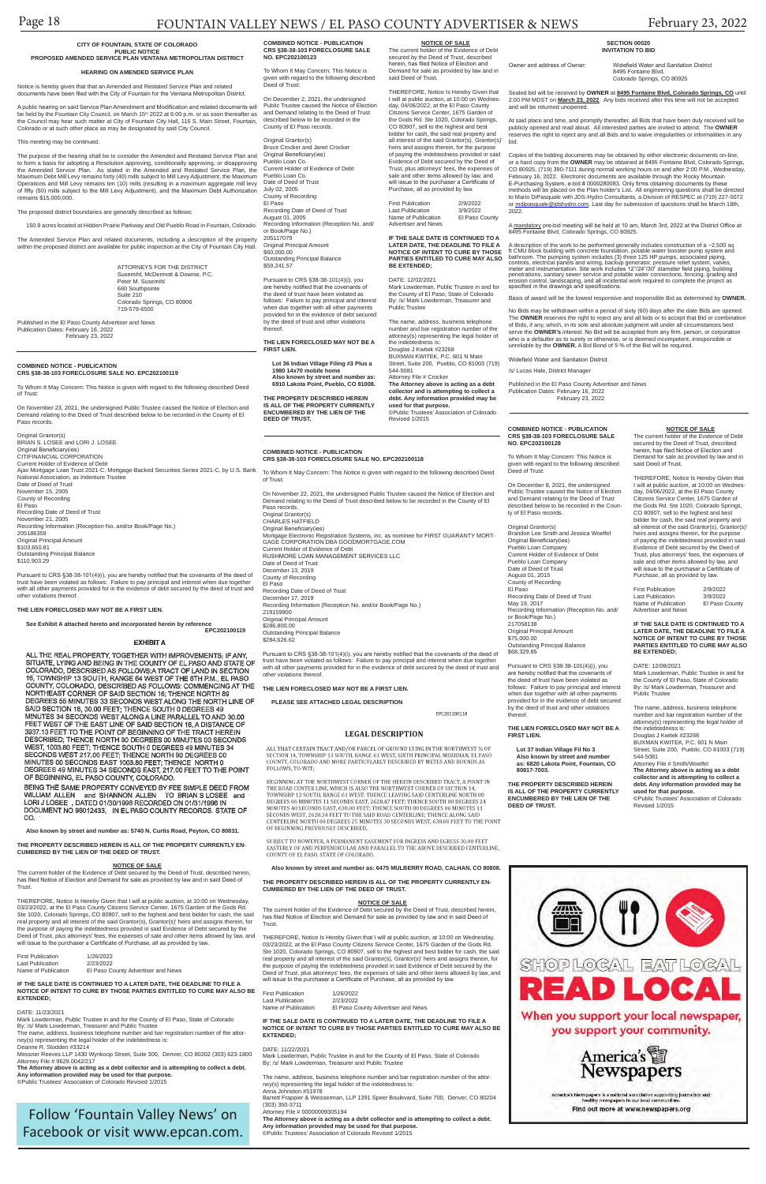**CITY OF FOUNTAIN, STATE OF COLORADO**
**PUBLIC NOTICE**
**PROPOSED AMENDED SERVICE PLAN VENTANA METROPOLITAN DISTRICT**

**HEARING ON AMENDED SERVICE PLAN**

Notice is hereby given that that an Amended and Restated Service Plan and related documents have been filed with the City of Fountain for the Ventana Metropolitan District.

A public hearing on said Service Plan Amendment and Modification and related documents will be held by the Fountain City Council, on March 15th 2022 at 6:00 p.m. or as soon thereafter as the Council may hear such matter at City of Fountain City Hall, 116 S. Main Street, Fountain, Colorado or at such other place as may be designated by said City Council.

This meeting may be continued.

The purpose of the hearing shall be to consider the Amended and Restated Service Plan and to form a basis for adopting a Resolution approving, conditionally approving, or disapproving the Amended Service Plan. As stated in the Amended and Restated Service Plan, the Maximum Debt Mill Levy remains forty (40) mills subject to Mill Levy Adjustment, the Maximum Operations and Mill Levy remains ten (10) mills (resulting in a maximum aggregate mill levy of fifty (50) mills subject to the Mill Levy Adjustment), and the Maximum Debt Authorization remains $15,000,000.

The proposed district boundaries are generally described as follows:

150.9 acres located at Hidden Prairie Parkway and Old Pueblo Road in Fountain, Colorado.

The Amended Service Plan and related documents, including a description of the property within the proposed district are available for public inspection at the City of Fountain City Hall.

ATTORNEYS FOR THE DISTRICT
Susemihl, McDermott & Downie, P.C.
Peter M. Susemihl
660 Southpointe
Suite 210
Colorado Springs, CO 80906
719-579-6500

Published in the El Paso County Advertiser and News
Publication Dates: February 16, 2022
February 23, 2022

---

**COMBINED NOTICE - PUBLICATION**
**CRS §38-38-103 FORECLOSURE SALE NO. EPC202100119**

To Whom It May Concern: This Notice is given with regard to the following described Deed of Trust:

On November 23, 2021, the undersigned Public Trustee caused the Notice of Election and Demand relating to the Deed of Trust described below to be recorded in the County of El Paso records.

Original Grantor(s)
BRIAN S. LOSEE and LORI J. LOSEE
Original Beneficiary(ies)
CITIFINANCIAL CORPORATION
Current Holder of Evidence of Debt
Ajax Mortgage Loan Trust 2021-C, Mortgage-Backed Securities Series 2021-C, by U.S. Bank National Association, as Indenture Trustee
Date of Deed of Trust
November 15, 2005
County of Recording
El Paso
Recording Date of Deed of Trust
November 21, 2005
Recording Information (Reception No. and/or Book/Page No.)
205186359
Original Principal Amount
$103,650.81
Outstanding Principal Balance
$110,903.29

Pursuant to CRS §38-38-101(4)(i), you are hereby notified that the covenants of the deed of trust have been violated as follows: Failure to pay principal and interest when due together with all other payments provided for in the evidence of debt secured by the deed of trust and other violations thereof.

**THE LIEN FORECLOSED MAY NOT BE A FIRST LIEN.**

**See Exhibit A attached hereto and incorporated herein by reference**
**EPC202100119**

**EXHIBIT A**

ALL THE REAL PROPERTY, TOGETHER WITH IMPROVEMENTS, IF ANY, SITUATE, LYING AND BEING IN THE COUNTY OF EL PASO AND STATE OF COLORADO, DESCRIBED AS FOLLOWS:A TRACT OF LAND IN SECTION 16, TOWNSHIP 13 SOUTH, RANGE 64 WEST OF THE 6TH P.M., EL PASO COUNTY, COLORADO, DESCRIBED AS FOLLOWS: COMMENCING AT THE NORTHEAST CORNER OF SAID SECTION 16; THENCE NORTH 89 DEGREES 55 MINUTES 33 SECONDS WEST ALONG THE NORTH LINE OF SAID SECTION 16, 30.00 FEET; THENCE SOUTH 0 DEGREES 49 MINUTES 34 SECONDS WEST ALONG A LINE PARALLEL TO AND 30.00 FEET WEST OF THE EAST LINE OF SAID SECTION 16, A DISTANCE OF 3937.13 FEET TO THE POINT OF BEGINNING OF THE TRACT HEREIN DESCRIBED; THENCE NORTH 90 DEGREES 00 MINUTES 00 SECONDS WEST, 1003.60 FEET; THENCE SOUTH 0 DEGREES 49 MINUTES 34 SECONDS WEST 217.00 FEET; THENCE NORTH 90 DEGREES 00 MINUTES 00 SECONDS EAST 1003.60 FEET; THENCE NORTH 0 DEGREES 49 MINUTES 34 SECONDS EAST, 217.00 FEET TO THE POINT OF BEGINNING, EL PASO COUNTY, COLORADO.

BEING THE SAME PROPERTY CONVEYED BY FEE SIMPLE DEED FROM WILLIAM ALLEN and SHANNON ALLEN TO BRIAN S LOSEE and LORI J LOSEE , DATED 01/30/1998 RECORDED ON 01/31/1996 IN DOCUMENT NO 98012433, IN EL PASO COUNTY RECORDS. STATE OF CO.

**Also known by street and number as: 5740 N. Curtis Road, Peyton, CO 80831.**

**THE PROPERTY DESCRIBED HEREIN IS ALL OF THE PROPERTY CURRENTLY ENCUMBERED BY THE LIEN OF THE DEED OF TRUST.**

**NOTICE OF SALE**

The current holder of the Evidence of Debt secured by the Deed of Trust, described herein, has filed Notice of Election and Demand for sale as provided by law and in said Deed of Trust.

THEREFORE, Notice Is Hereby Given that I will at public auction, at 10:00 on Wednesday, 03/23/2022, at the El Paso County Citizens Service Center, 1675 Garden of the Gods Rd. Ste 1020, Colorado Springs, CO 80907, sell to the highest and best bidder for cash, the said real property and all interest of the said Grantor(s), Grantor(s)' heirs and assigns therein, for the purpose of paying the indebtedness provided in said Evidence of Debt secured by the Deed of Trust, plus attorneys' fees, the expenses of sale and other items allowed by law, and will issue to the purchaser a Certificate of Purchase, all as provided by law.

| | |
|---|---|
| First Publication | 1/26/2022 |
| Last Publication | 2/23/2022 |
| Name of Publication | El Paso County Advertiser and News |

**IF THE SALE DATE IS CONTINUED TO A LATER DATE, THE DEADLINE TO FILE A NOTICE OF INTENT TO CURE BY THOSE PARTIES ENTITLED TO CURE MAY ALSO BE EXTENDED;**

DATE: 11/23/2021
Mark Lowderman, Public Trustee in and for the County of El Paso, State of Colorado
By: /s/ Mark Lowderman, Treasurer and Public Trustee
The name, address, business telephone number and bar registration number of the attorney(s) representing the legal holder of the indebtedness is:
Deanne R. Stodden #33214
Messner Reeves LLP 1430 Wynkoop Street, Suite 300, Denver, CO 80202 (303) 623-1800
Attorney File # 9629.0042/217
**The Attorney above is acting as a debt collector and is attempting to collect a debt. Any information provided may be used for that purpose.**
©Public Trustees' Association of Colorado Revised 1/2015

Follow 'Fountain Valley News' on Facebook or visit www.epcan.com.

---

**COMBINED NOTICE - PUBLICATION**
**CRS §38-38-103 FORECLOSURE SALE NO. EPC202100123**

To Whom It May Concern: This Notice is given with regard to the following described Deed of Trust:

On December 2, 2021, the undersigned Public Trustee caused the Notice of Election and Demand relating to the Deed of Trust described below to be recorded in the County of El Paso records.

Original Grantor(s)
Bruce Crocker and Janet Crocker
Original Beneficiary(ies)
Pueblo Loan Co.
Current Holder of Evidence of Debt
Pueblo Loan Co.
Date of Deed of Trust
July 02, 2005
County of Recording
El Paso
Recording Date of Deed of Trust
August 01, 2005
Recording Information (Reception No. and/or Book/Page No.)
205117079
Original Principal Amount
$60,000.00
Outstanding Principal Balance
$59,241.57

Pursuant to CRS §38-38-101(4)(i), you are hereby notified that the covenants of the deed of trust have been violated as follows: Failure to pay principal and interest when due together with all other payments provided for in the evidence of debt secured by the deed of trust and other violations thereof.

**THE LIEN FORECLOSED MAY NOT BE A FIRST LIEN.**

**Lot 36 Indian Village Filing #3 Plus a 1980 14x70 mobile home**
**Also known by street and number as: 6910 Lakota Point, Pueblo, CO 81008.**

**THE PROPERTY DESCRIBED HEREIN IS ALL OF THE PROPERTY CURRENTLY ENCUMBERED BY THE LIEN OF THE DEED OF TRUST.**

**NOTICE OF SALE**

The current holder of the Evidence of Debt secured by the Deed of Trust, described herein, has filed Notice of Election and Demand for sale as provided by law and in said Deed of Trust.

THEREFORE, Notice Is Hereby Given that I will at public auction, at 10:00 on Wednesday, 04/06/2022, at the El Paso County Citizens Service Center, 1675 Garden of the Gods Rd. Ste 1020, Colorado Springs, CO 80907, sell to the highest and best bidder for cash, the said real property and all interest of the said Grantor(s), Grantor(s)' heirs and assigns therein, for the purpose of paying the indebtedness provided in said Evidence of Debt secured by the Deed of Trust, plus attorneys' fees, the expenses of sale and other items allowed by law, and will issue to the purchaser a Certificate of Purchase, all as provided by law.

| | |
|---|---|
| First Publication | 2/9/2022 |
| Last Publication | 3/9/2022 |
| Name of Publication | El Paso County Advertiser and News |

**IF THE SALE DATE IS CONTINUED TO A LATER DATE, THE DEADLINE TO FILE A NOTICE OF INTENT TO CURE BY THOSE PARTIES ENTITLED TO CURE MAY ALSO BE EXTENDED;**

DATE: 12/02/2021
Mark Lowderman, Public Trustee in and for the County of El Paso, State of Colorado
By: /s/ Mark Lowderman, Treasurer and Public Trustee

The name, address, business telephone number and bar registration number of the attorney(s) representing the legal holder of the indebtedness is:
Douglas J Kwitek #23268
BUXMAN KWITEK, P.C. 601 N Main Street, Suite 200, Pueblo, CO 81003 (719) 544-5081
Attorney File # Crocker
**The Attorney above is acting as a debt collector and is attempting to collect a debt. Any information provided may be used for that purpose.**
©Public Trustees' Association of Colorado Revised 1/2015

---

**COMBINED NOTICE - PUBLICATION**
**CRS §38-38-103 FORECLOSURE SALE NO. EPC202100118**

To Whom It May Concern: This Notice is given with regard to the following described Deed of Trust:

On November 22, 2021, the undersigned Public Trustee caused the Notice of Election and Demand relating to the Deed of Trust described below to be recorded in the County of El Paso records.
Original Grantor(s)
CHARLES HATFIELD
Original Beneficiary(ies)
Mortgage Electronic Registration Systems, Inc. as nominee for FIRST GUARANTY MORTGAGE CORPORATION DBA GOODMORTGAGE.COM
Current Holder of Evidence of Debt
RUSHMORE LOAN MANAGEMENT SERVICES LLC
Date of Deed of Trust
December 13, 2019
County of Recording
El Paso
Recording Date of Deed of Trust
December 17, 2019
Recording Information (Reception No. and/or Book/Page No.)
219159900
Original Principal Amount
$286,800.00
Outstanding Principal Balance
$284,626.62

Pursuant to CRS §38-38-101(4)(i), you are hereby notified that the covenants of the deed of trust have been violated as follows: Failure to pay principal and interest when due together with all other payments provided for in the evidence of debt secured by the deed of trust and other violations thereof.

**THE LIEN FORECLOSED MAY NOT BE A FIRST LIEN.**

**PLEASE SEE ATTACHED LEGAL DESCRIPTION**

EPC202100118

**LEGAL DESCRIPTION**

ALL THAT CERTAIN TRACT OR PARCEL OF GROUND LYING IN THE NORTHWEST ¼ OF SECTION 34, TOWNSHIP 13 SOUTH, RANGE 61 WEST, SIXTH PRINCIPAL MERIDIAN, EL PASO COUNTY, COLORADO AND MORE PARTICULARLY DESCRIBED BY METES AND BOUNDS AS FOLLOWS, TO-WIT;

BEGINNING AT THE NORTHWEST CORNER OF THE HEREIN DESCRIBED TRACT, A POINT IN THE ROAD CENTER LINE, WHICH IS ALSO THE NORTHWEST CORNER OF SECTION 34, TOWNSHIP 13 SOUTH, RANGE 61 WEST; THENCE LEAVING SAID CENTERLINE NORTH 88 DEGREES 06 MINUTES 11 SECONDS EAST, 2628.47 FEET; THENCE SOUTH 00 DEGREES 24 MINUTES 48 SECONDS EAST, 638.00 FEET; THENCE SOUTH 88 DEGREES 06 MINUTES 11 SECONDS WEST, 2628.34 FEET TO THE SAID ROAD CENTERLINE; THENCE ALONG SAID CENTERLINE NORTH 00 DEGREES 25 MINUTES 30 SECONDS WEST, 638.00 FEET TO THE POINT OF BEGINNING PREVIOUSLY DESCRIBED,

SUBJECT TO HOWEVER, A PERMANENT EASEMENT FOR INGRESS AND EGRESS 30.00 FEET EASTERLY OF AND PERPENDICULAR AND PARALLEL TO THE ABOVE DESCRIBED CENTERLINE, COUNTY OF EL PASO, STATE OF COLORADO.

**Also known by street and number as: 6475 MULBERRY ROAD, CALHAN, CO 80808.**

**THE PROPERTY DESCRIBED HEREIN IS ALL OF THE PROPERTY CURRENTLY ENCUMBERED BY THE LIEN OF THE DEED OF TRUST.**

**NOTICE OF SALE**

The current holder of the Evidence of Debt secured by the Deed of Trust, described herein, has filed Notice of Election and Demand for sale as provided by law and in said Deed of Trust.

THEREFORE, Notice Is Hereby Given that I will at public auction, at 10:00 on Wednesday, 03/23/2022, at the El Paso County Citizens Service Center, 1675 Garden of the Gods Rd. Ste 1020, Colorado Springs, CO 80907, sell to the highest and best bidder for cash, the said real property and all interest of the said Grantor(s), Grantor(s)' heirs and assigns therein, for the purpose of paying the indebtedness provided in said Evidence of Debt secured by the Deed of Trust, plus attorneys' fees, the expenses of sale and other items allowed by law, and will issue to the purchaser a Certificate of Purchase, all as provided by law.

| | |
|---|---|
| First Publication | 1/26/2022 |
| Last Publication | 2/23/2022 |
| Name of Publication | El Paso County Advertiser and News |

**IF THE SALE DATE IS CONTINUED TO A LATER DATE, THE DEADLINE TO FILE A NOTICE OF INTENT TO CURE BY THOSE PARTIES ENTITLED TO CURE MAY ALSO BE EXTENDED;**

DATE: 11/22/2021
Mark Lowderman, Public Trustee in and for the County of El Paso, State of Colorado
By: /s/ Mark Lowderman, Treasurer and Public Trustee

The name, address, business telephone number and bar registration number of the attorney(s) representing the legal holder of the indebtedness is:
Anna Johnston #51978
Barrett Frappier & Weisserman, LLP 1391 Speer Boulevard, Suite 700, Denver, CO 80204 (303) 350-3711
Attorney File # 00000009305194
**The Attorney above is acting as a debt collector and is attempting to collect a debt. Any information provided may be used for that purpose.**
©Public Trustees' Association of Colorado Revised 1/2015

---

**SECTION 00020**
**INVITATION TO BID**

Owner and address of Owner: Widefield Water and Sanitation District
8495 Fontaine Blvd.
Colorado Springs, CO 80925

Sealed bid will be received by **OWNER** at **8495 Fontaine Blvd, Colorado Springs, CO** until 2:00 PM MDST on **March 23, 2022**. Any bids received after this time will not be accepted and will be returned unopened.

At said place and time, and promptly thereafter, all Bids that have been duly received will be publicly opened and read aloud. All interested parties are invited to attend. The **OWNER** reserves the right to reject any and all Bids and to waive irregularities or informalities in any bid.

Copies of the bidding documents may be obtained by either electronic documents on-line, or a hard copy from the **OWNER** may be obtained at 8495 Fontaine Blvd, Colorado Springs, CO 80925, (719) 390-7111 during normal working hours on and after 2:00 P.M., Wednesday, February 16, 2022. Electronic documents are available through the Rocky Mountain E-Purchasing System, e-bid # 0000280083. Only firms obtaining documents by these methods will be placed on the Plan holder's List. All engineering questions shall be directed to Mario DiPasquale with JDS-Hydro Consultants, a Division of RESPEC at (719) 227-0072 or mdipasquale@jdshydro.com. Last day for submission of questions shall be March 18th, 2022.

A mandatory pre-bid meeting will be held at 10 am, March 3rd, 2022 at the District Office at 8495 Fontaine Blvd, Colorado Springs, CO 80925.

A description of the work to be performed generally includes construction of a ~2,500 sq ft CMU block building with concrete foundation, potable water booster pump system and bathroom. The pumping system includes (3) three 125 HP pumps, associated piping, controls, electrical panels and wiring, backup generator, pressure relief system, valves, meter and instrumentation. Site work includes 12"/24"/30" diameter field piping, building penetrations, sanitary sewer service and potable water connections, fencing, grading and erosion control, landscaping, and all incidental work required to complete the project as specified in the drawings and specifications.

Basis of award will be the lowest responsive and responsible Bid as determined by **OWNER.**

No Bids may be withdrawn within a period of sixty (60) days after the date Bids are opened. The **OWNER** reserves the right to reject any and all bids or to accept that Bid or combination of Bids, if any, which, in its sole and absolute judgment will under all circumstances best serve the **OWNER's** interest. No Bid will be accepted from any firm, person, or corporation who is a defaulter as to surety or otherwise, or is deemed incompetent, irresponsible or unreliable by the **OWNER.** A Bid Bond of 5 % of the Bid will be required.

Widefield Water and Sanitation District

/s/ Lucas Hale, District Manager

Published in the El Paso County Advertiser and News
Publication Dates: February 16, 2022
February 23, 2022

---

**COMBINED NOTICE - PUBLICATION**
**CRS §38-38-103 FORECLOSURE SALE NO. EPC202100128**

To Whom It May Concern: This Notice is given with regard to the following described Deed of Trust:

On December 8, 2021, the undersigned Public Trustee caused the Notice of Election and Demand relating to the Deed of Trust described below to be recorded in the County of El Paso records.

Original Grantor(s)
Brandon Lee Smith and Jessica Woelfel
Original Beneficiary(ies)
Pueblo Loan Company
Current Holder of Evidence of Debt
Pueblo Loan Company
Date of Deed of Trust
August 01, 2015
County of Recording
El Paso
Recording Date of Deed of Trust
May 19, 2017
Recording Information (Reception No. and/or Book/Page No.)
217058138
Original Principal Amount
$75,000.00
Outstanding Principal Balance
$68,329.85

Pursuant to CRS §38-38-101(4)(i), you are hereby notified that the covenants of the deed of trust have been violated as follows: Failure to pay principal and interest when due together with all other payments provided for in the evidence of debt secured by the deed of trust and other violations thereof.

**THE LIEN FORECLOSED MAY NOT BE A FIRST LIEN.**

**Lot 37 Indian Village Fil No 3**
**Also known by street and number as: 6820 Lakota Point, Fountain, CO 80817-7003.**

**THE PROPERTY DESCRIBED HEREIN IS ALL OF THE PROPERTY CURRENTLY ENCUMBERED BY THE LIEN OF THE DEED OF TRUST.**

**NOTICE OF SALE**

The current holder of the Evidence of Debt secured by the Deed of Trust, described herein, has filed Notice of Election and Demand for sale as provided by law and in said Deed of Trust.

THEREFORE, Notice Is Hereby Given that I will at public auction, at 10:00 on Wednesday, 04/06/2022, at the El Paso County Citizens Service Center, 1675 Garden of the Gods Rd. Ste 1020, Colorado Springs, CO 80907, sell to the highest and best bidder for cash, the said real property and all interest of the said Grantor(s), Grantor(s)' heirs and assigns therein, for the purpose of paying the indebtedness provided in said Evidence of Debt secured by the Deed of Trust, plus attorneys' fees, the expenses of sale and other items allowed by law, and will issue to the purchaser a Certificate of Purchase, all as provided by law.

| | |
|---|---|
| First Publication | 2/9/2022 |
| Last Publication | 3/9/2022 |
| Name of Publication | El Paso County Advertiser and News |

**IF THE SALE DATE IS CONTINUED TO A LATER DATE, THE DEADLINE TO FILE A NOTICE OF INTENT TO CURE BY THOSE PARTIES ENTITLED TO CURE MAY ALSO BE EXTENDED;**

DATE: 12/08/2021
Mark Lowderman, Public Trustee in and for the County of El Paso, State of Colorado
By: /s/ Mark Lowderman, Treasurer and Public Trustee

The name, address, business telephone number and bar registration number of the attorney(s) representing the legal holder of the indebtedness is:
Douglas J Kwitek #23268
BUXMAN KWITEK, P.C. 601 N Main Street, Suite 200, Pueblo, CO 81003 (719) 544-5081
Attorney File # Smith/Woelfel
**The Attorney above is acting as a debt collector and is attempting to collect a debt. Any information provided may be used for that purpose.**
©Public Trustees' Association of Colorado Revised 1/2015

---

SHOP LOCAL EAT LOCAL
READ LOCAL
When you support your local newspaper, you support your community.
America's Newspapers
America's Newspapers is a national association supporting journalism and healthy newspapers in our local communities.
Find out more at www.newspapers.org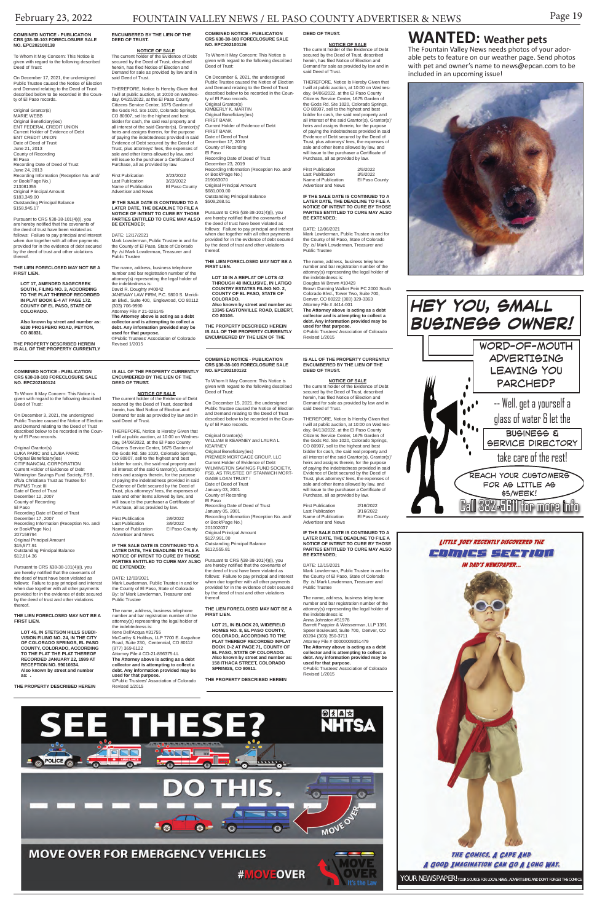COMBINED NOTICE - PUBLICATION CRS §38-38-103 FORECLOSURE SALE NO. EPC202100138

To Whom It May Concern: This Notice is given with regard to the following described Deed of Trust:

On December 17, 2021, the undersigned Public Trustee caused the Notice of Election and Demand relating to the Deed of Trust described below to be recorded in the County of El Paso records.

Original Grantor(s)
MARIE WEBB
Original Beneficiary(ies)
ENT FEDERAL CREDIT UNION
Current Holder of Evidence of Debt
ENT CREDIT UNION
Date of Deed of Trust
June 21, 2013
County of Recording
El Paso
Recording Date of Deed of Trust
June 24, 2013
Recording Information (Reception No. and/or Book/Page No.)
213081355
Original Principal Amount
$183,349.00
Outstanding Principal Balance
$158,945.17

Pursuant to CRS §38-38-101(4)(i), you are hereby notified that the covenants of the deed of trust have been violated as follows: Failure to pay principal and interest when due together with all other payments provided for in the evidence of debt secured by the deed of trust and other violations thereof.

**THE LIEN FORECLOSED MAY NOT BE A FIRST LIEN.**

**LOT 17, AMENDED SAGECREEK SOUTH, FILING NO. 3, ACCORDING TO THE PLAT THEREOF RECORDED IN PLAT BOOK E-4 AT PAGE 172, COUNTY OF EL PASO, STATE OF COLORADO.**

**Also known by street and number as: 6330 PROSPERO ROAD, PEYTON, CO 80831.**

**THE PROPERTY DESCRIBED HEREIN IS ALL OF THE PROPERTY CURRENTLY ENCUMBERED BY THE LIEN OF THE DEED OF TRUST.**

**NOTICE OF SALE**

The current holder of the Evidence of Debt secured by the Deed of Trust, described herein, has filed Notice of Election and Demand for sale as provided by law and in said Deed of Trust.

THEREFORE, Notice Is Hereby Given that I will at public auction, at 10:00 on Wednesday, 04/20/2022, at the El Paso County Citizens Service Center, 1675 Garden of the Gods Rd. Ste 1020, Colorado Springs, CO 80907, sell to the highest and best bidder for cash, the said real property and all interest of the said Grantor(s), Grantor(s)' heirs and assigns therein, for the purpose of paying the indebtedness provided in said Evidence of Debt secured by the Deed of Trust, plus attorneys' fees, the expenses of sale and other items allowed by law, and will issue to the purchaser a Certificate of Purchase, all as provided by law.

| | |
|---|---|
| First Publication | 2/23/2022 |
| Last Publication | 3/23/2022 |
| Name of Publication | El Paso County Advertiser and News |

**IF THE SALE DATE IS CONTINUED TO A LATER DATE, THE DEADLINE TO FILE A NOTICE OF INTENT TO CURE BY THOSE PARTIES ENTITLED TO CURE MAY ALSO BE EXTENDED;**

DATE: 12/17/2021
Mark Lowderman, Public Trustee in and for the County of El Paso, State of Colorado
By: /s/ Mark Lowderman, Treasurer and Public Trustee

The name, address, business telephone number and bar registration number of the attorney(s) representing the legal holder of the indebtedness is:
David R. Doughty #40042
JANEWAY LAW FIRM, P.C. 9800 S. Meridian Blvd., Suite 400, Englewood, CO 80112 (303) 706-9990
Attorney File # 21-026145
**The Attorney above is acting as a debt collector and is attempting to collect a debt. Any information provided may be used for that purpose.**
©Public Trustees' Association of Colorado Revised 1/2015

COMBINED NOTICE - PUBLICATION CRS §38-38-103 FORECLOSURE SALE NO. EPC202100126

To Whom It May Concern: This Notice is given with regard to the following described Deed of Trust:

On December 6, 2021, the undersigned Public Trustee caused the Notice of Election and Demand relating to the Deed of Trust described below to be recorded in the County of El Paso records.
Original Grantor(s)
KIMBERLY K. MARTIN
Original Beneficiary(ies)
FIRST BANK
Current Holder of Evidence of Debt
FIRST BANK
Date of Deed of Trust
December 17, 2019
County of Recording
El Paso
Recording Date of Deed of Trust
December 23, 2019
Recording Information (Reception No. and/or Book/Page No.)
219163070
Original Principal Amount
$681,000.00
Outstanding Principal Balance
$509,268.51

Pursuant to CRS §38-38-101(4)(i), you are hereby notified that the covenants of the deed of trust have been violated as follows: Failure to pay principal and interest when due together with all other payments provided for in the evidence of debt secured by the deed of trust and other violations thereof.

**THE LIEN FORECLOSED MAY NOT BE A FIRST LIEN.**

**LOT 10 IN A REPLAT OF LOTS 42 THROUGH 48 INCLUSIVE, IN LATIGO COUNTRY ESTATES FILING NO. 2, COUNTY OF EL PASO, STATE OF COLORADO.**
**Also known by street and number as: 13345 EASTONVILLE ROAD, ELBERT, CO 80106.**

**THE PROPERTY DESCRIBED HEREIN IS ALL OF THE PROPERTY CURRENTLY ENCUMBERED BY THE LIEN OF THE DEED OF TRUST.**

**NOTICE OF SALE**

The current holder of the Evidence of Debt secured by the Deed of Trust, described herein, has filed Notice of Election and Demand for sale as provided by law and in said Deed of Trust.

THEREFORE, Notice Is Hereby Given that I will at public auction, at 10:00 on Wednesday, 04/06/2022, at the El Paso County Citizens Service Center, 1675 Garden of the Gods Rd. Ste 1020, Colorado Springs, CO 80907, sell to the highest and best bidder for cash, the said real property and all interest of the said Grantor(s), Grantor(s)' heirs and assigns therein, for the purpose of paying the indebtedness provided in said Evidence of Debt secured by the Deed of Trust, plus attorneys' fees, the expenses of sale and other items allowed by law, and will issue to the purchaser a Certificate of Purchase, all as provided by law.

| | |
|---|---|
| First Publication | 2/9/2022 |
| Last Publication | 3/9/2022 |
| Name of Publication | El Paso County Advertiser and News |

**IF THE SALE DATE IS CONTINUED TO A LATER DATE, THE DEADLINE TO FILE A NOTICE OF INTENT TO CURE BY THOSE PARTIES ENTITLED TO CURE MAY ALSO BE EXTENDED;**

DATE: 12/06/2021
Mark Lowderman, Public Trustee in and for the County of El Paso, State of Colorado
By: /s/ Mark Lowderman, Treasurer and Public Trustee

The name, address, business telephone number and bar registration number of the attorney(s) representing the legal holder of the indebtedness is:
Douglas W Brown #10429
Brown Dunning Walker Fein PC 2000 South Colorado Blvd., Tower Two, Suite 700, Denver, CO 80222 (303) 329-3363
Attorney File # 4414-001
**The Attorney above is acting as a debt collector and is attempting to collect a debt. Any information provided may be used for that purpose.**
©Public Trustees' Association of Colorado Revised 1/2015

COMBINED NOTICE - PUBLICATION CRS §38-38-103 FORECLOSURE SALE NO. EPC202100124

To Whom It May Concern: This Notice is given with regard to the following described Deed of Trust:

On December 3, 2021, the undersigned Public Trustee caused the Notice of Election and Demand relating to the Deed of Trust described below to be recorded in the County of El Paso records.

Original Grantor(s)
LUKA PARIC and LJUBA PARIC
Original Beneficiary(ies)
CITIFINANCIAL CORPORATION
Current Holder of Evidence of Debt
Wilmington Savings Fund Society, FSB, d/b/a Christiana Trust as Trustee for PNPMS Trust III
Date of Deed of Trust
December 12, 2007
County of Recording
El Paso
Recording Date of Deed of Trust
December 17, 2007
Recording Information (Reception No. and/or Book/Page No.)
207159794
Original Principal Amount
$15,577.91
Outstanding Principal Balance
$12,014.36

Pursuant to CRS §38-38-101(4)(i), you are hereby notified that the covenants of the deed of trust have been violated as follows: Failure to pay principal and interest when due together with all other payments provided for in the evidence of debt secured by the deed of trust and other violations thereof.

**THE LIEN FORECLOSED MAY NOT BE A FIRST LIEN.**

**LOT 45, IN STETSON HILLS SUBDIVISION FILING NO. 24, IN THE CITY OF COLORADO SPRINGS, EL PASO COUNTY, COLORADO, ACCORDING TO THE PLAT THE PLAT THEREOF RECORDED JANUARY 22, 1999 AT RECEPTION NO. 99010834.**
**Also known by street and number as: .**

**THE PROPERTY DESCRIBED HEREIN IS ALL OF THE PROPERTY CURRENTLY ENCUMBERED BY THE LIEN OF THE DEED OF TRUST.**

**NOTICE OF SALE**

The current holder of the Evidence of Debt secured by the Deed of Trust, described herein, has filed Notice of Election and Demand for sale as provided by law and in said Deed of Trust.

THEREFORE, Notice Is Hereby Given that I will at public auction, at 10:00 on Wednesday, 04/06/2022, at the El Paso County Citizens Service Center, 1675 Garden of the Gods Rd. Ste 1020, Colorado Springs, CO 80907, sell to the highest and best bidder for cash, the said real property and all interest of the said Grantor(s), Grantor(s)' heirs and assigns therein, for the purpose of paying the indebtedness provided in said Evidence of Debt secured by the Deed of Trust, plus attorneys' fees, the expenses of sale and other items allowed by law, and will issue to the purchaser a Certificate of Purchase, all as provided by law.

| | |
|---|---|
| First Publication | 2/9/2022 |
| Last Publication | 3/9/2022 |
| Name of Publication | El Paso County Advertiser and News |

**IF THE SALE DATE IS CONTINUED TO A LATER DATE, THE DEADLINE TO FILE A NOTICE OF INTENT TO CURE BY THOSE PARTIES ENTITLED TO CURE MAY ALSO BE EXTENDED;**

DATE: 12/03/2021
Mark Lowderman, Public Trustee in and for the County of El Paso, State of Colorado
By: /s/ Mark Lowderman, Treasurer and Public Trustee

The name, address, business telephone number and bar registration number of the attorney(s) representing the legal holder of the indebtedness is:
Ilene Dell'Acqua #31755
McCarthy & Holthus, LLP 7700 E. Arapahoe Road, Suite 230, Centennial, CO 80112 (877) 369-6122
Attorney File # CO-21-896375-LL
**The Attorney above is acting as a debt collector and is attempting to collect a debt. Any information provided may be used for that purpose.**
©Public Trustees' Association of Colorado Revised 1/2015

COMBINED NOTICE - PUBLICATION CRS §38-38-103 FORECLOSURE SALE NO. EPC202100132

To Whom It May Concern: This Notice is given with regard to the following described Deed of Trust:

On December 15, 2021, the undersigned Public Trustee caused the Notice of Election and Demand relating to the Deed of Trust described below to be recorded in the County of El Paso records.

Original Grantor(s)
WILLIAM B KEARNEY and LAURA L KEARNEY
Original Beneficiary(ies)
PREMIER MORTGAGE GROUP, LLC
Current Holder of Evidence of Debt
WILMINGTON SAVINGS FUND SOCIETY, FSB, AS TRUSTEE OF STANWICH MORTGAGE LOAN TRUST I
Date of Deed of Trust
January 03, 2001
County of Recording
El Paso
Recording Date of Deed of Trust
January 05, 2001
Recording Information (Reception No. and/or Book/Page No.)
201002037
Original Principal Amount
$127,991.00
Outstanding Principal Balance
$112,555.81

Pursuant to CRS §38-38-101(4)(i), you are hereby notified that the covenants of the deed of trust have been violated as follows: Failure to pay principal and interest when due together with all other payments provided for in the evidence of debt secured by the deed of trust and other violations thereof.

**THE LIEN FORECLOSED MAY NOT BE A FIRST LIEN.**

**LOT 21, IN BLOCK 20, WIDEFIELD HOMES NO. 8, EL PASO COUNTY, COLORADO, ACCORDING TO THE PLAT THEREOF RECORDED INPLAT BOOK D-2 AT PAGE 71, COUNTY OF EL PASO, STATE OF COLORADO.**
**Also known by street and number as: 158 ITHACA STREET, COLORADO SPRINGS, CO 80911.**

**THE PROPERTY DESCRIBED HEREIN IS ALL OF THE PROPERTY CURRENTLY ENCUMBERED BY THE LIEN OF THE DEED OF TRUST.**

**NOTICE OF SALE**

The current holder of the Evidence of Debt secured by the Deed of Trust, described herein, has filed Notice of Election and Demand for sale as provided by law and in said Deed of Trust.

THEREFORE, Notice Is Hereby Given that I will at public auction, at 10:00 on Wednesday, 04/13/2022, at the El Paso County Citizens Service Center, 1675 Garden of the Gods Rd. Ste 1020, Colorado Springs, CO 80907, sell to the highest and best bidder for cash, the said real property and all interest of the said Grantor(s), Grantor(s)' heirs and assigns therein, for the purpose of paying the indebtedness provided in said Evidence of Debt secured by the Deed of Trust, plus attorneys' fees, the expenses of sale and other items allowed by law, and will issue to the purchaser a Certificate of Purchase, all as provided by law.

| | |
|---|---|
| First Publication | 2/16/2022 |
| Last Publication | 3/16/2022 |
| Name of Publication | El Paso County Advertiser and News |

**IF THE SALE DATE IS CONTINUED TO A LATER DATE, THE DEADLINE TO FILE A NOTICE OF INTENT TO CURE BY THOSE PARTIES ENTITLED TO CURE MAY ALSO BE EXTENDED;**

DATE: 12/15/2021
Mark Lowderman, Public Trustee in and for the County of El Paso, State of Colorado
By: /s/ Mark Lowderman, Treasurer and Public Trustee

The name, address, business telephone number and bar registration number of the attorney(s) representing the legal holder of the indebtedness is:
Anna Johnston #51978
Barrett Frappier & Weisserman, LLP 1391 Speer Boulevard, Suite 700, Denver, CO 80204 (303) 350-3711
Attorney File # 00000009351479
**The Attorney above is acting as a debt collector and is attempting to collect a debt. Any information provided may be used for that purpose.**
©Public Trustees' Association of Colorado Revised 1/2015

# WANTED: Weather pets

The Fountain Valley News needs photos of your adorable pets to feature on our weather page. Send photos with pet and owner's name to news@epcan.com to be included in an upcoming issue!

HEY YOU, SMALL BUSINESS OWNER!

WORD-OF-MOUTH ADVERTISING LEAVING YOU PARCHED?

-- Well, get a yourself a glass of water & let the BUSINESS & SERVICE DIRECTORY take care of the rest!

REACH YOUR CUSTOMERS FOR AS LITTLE AS $5/WEEK!

Call 382-5611 for more info

LITTLE JOEY RECENTLY DISCOVERED THE COMICS SECTION IN DAD'S NEWSPAPER...

THE COMICS, A CAPE AND A GOOD IMAGINATION CAN GO A LONG WAY.

YOUR NEWSPAPER! YOUR SOURCE FOR LOCAL NEWS, ADVERTISING AND DON'T FORGET THE COMICS.

SEE THESE? DO THIS. MOVE OVER FOR EMERGENCY VEHICLES #MOVEOVER MOVE OVER It's the Law NHTSA